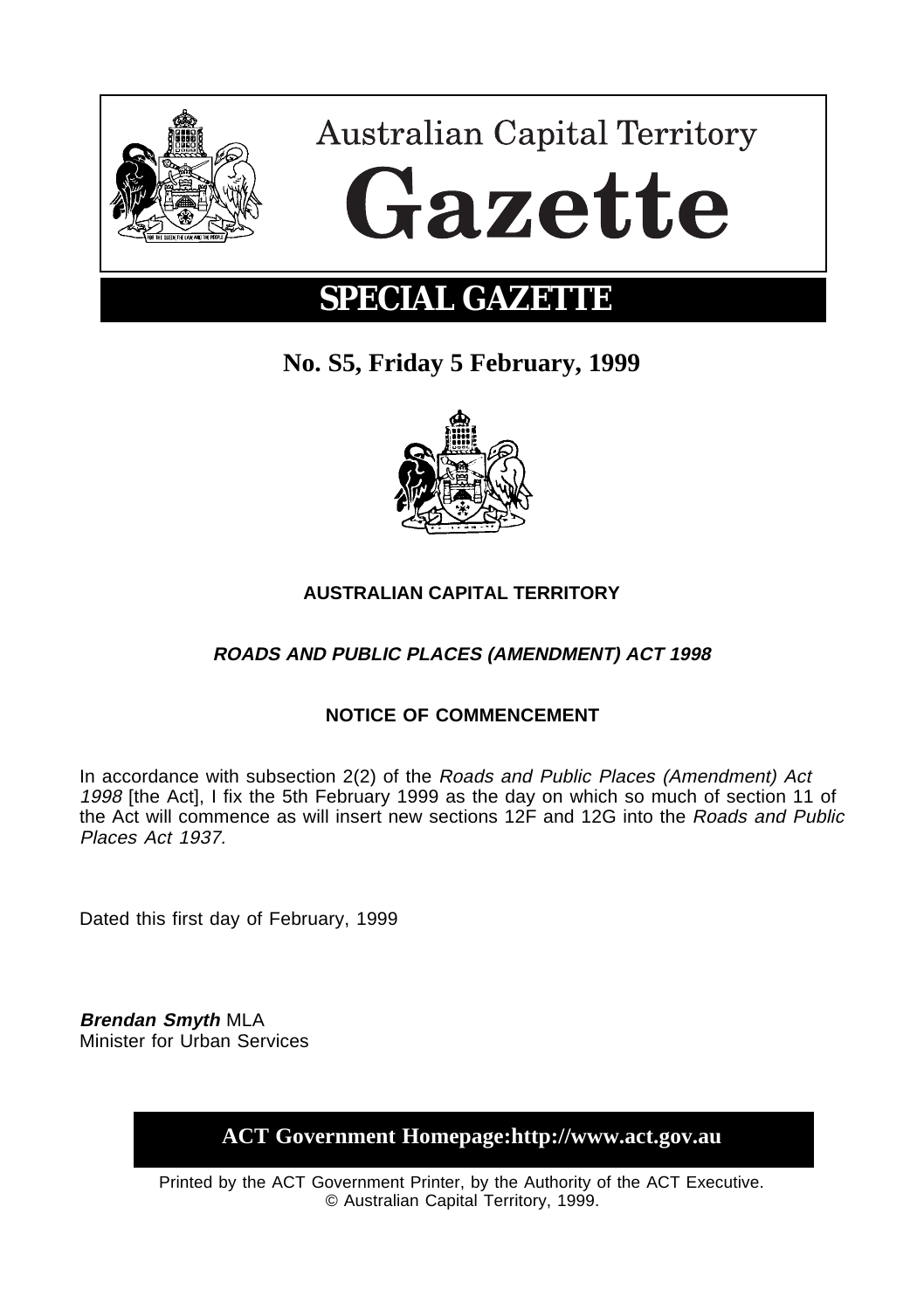# Australian Capital Territory Gazette

## SPECIAL GAZETTE

**No. S5, Friday 5 February, 1999**

**AUSTRALIAN CAPITAL TERRITORY**

***ROADS AND PUBLIC PLACES (AMENDMENT) ACT 1998***

**NOTICE OF COMMENCEMENT**

In accordance with subsection 2(2) of the *Roads and Public Places (Amendment) Act 1998* [the Act], I fix the 5th February 1999 as the day on which so much of section 11 of the Act will commence as will insert new sections 12F and 12G into the *Roads and Public Places Act 1937.*

Dated this first day of February, 1999

***Brendan Smyth*** MLA
Minister for Urban Services

**ACT Government Homepage:http://www.act.gov.au**

Printed by the ACT Government Printer, by the Authority of the ACT Executive.
© Australian Capital Territory, 1999.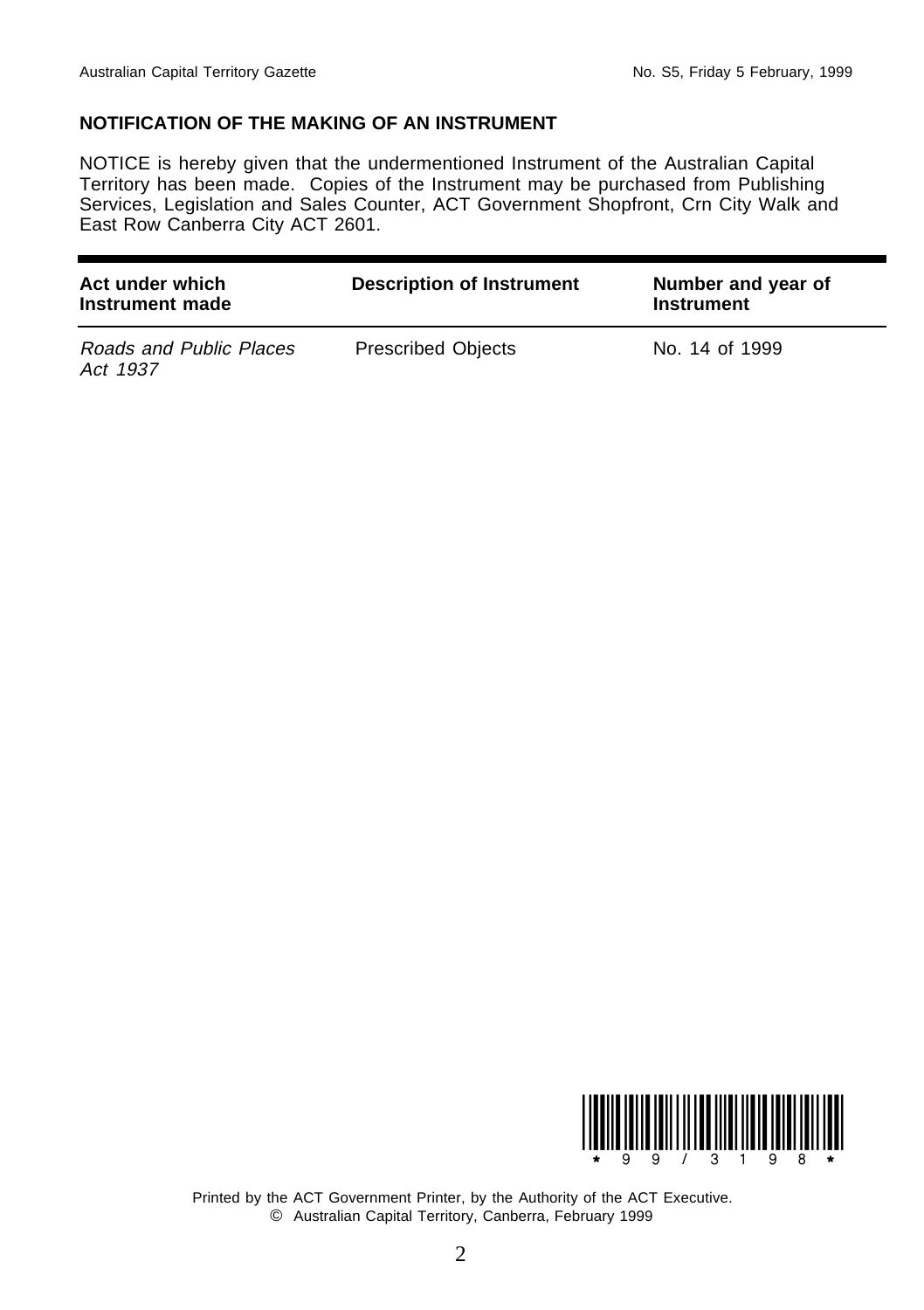## NOTIFICATION OF THE MAKING OF AN INSTRUMENT

NOTICE is hereby given that the undermentioned Instrument of the Australian Capital Territory has been made. Copies of the Instrument may be purchased from Publishing Services, Legislation and Sales Counter, ACT Government Shopfront, Crn City Walk and East Row Canberra City ACT 2601.

| Act under which Instrument made | Description of Instrument | Number and year of Instrument |
| --- | --- | --- |
| *Roads and Public Places Act 1937* | Prescribed Objects | No. 14 of 1999 |

*99/3198*

Printed by the ACT Government Printer, by the Authority of the ACT Executive.
© Australian Capital Territory, Canberra, February 1999